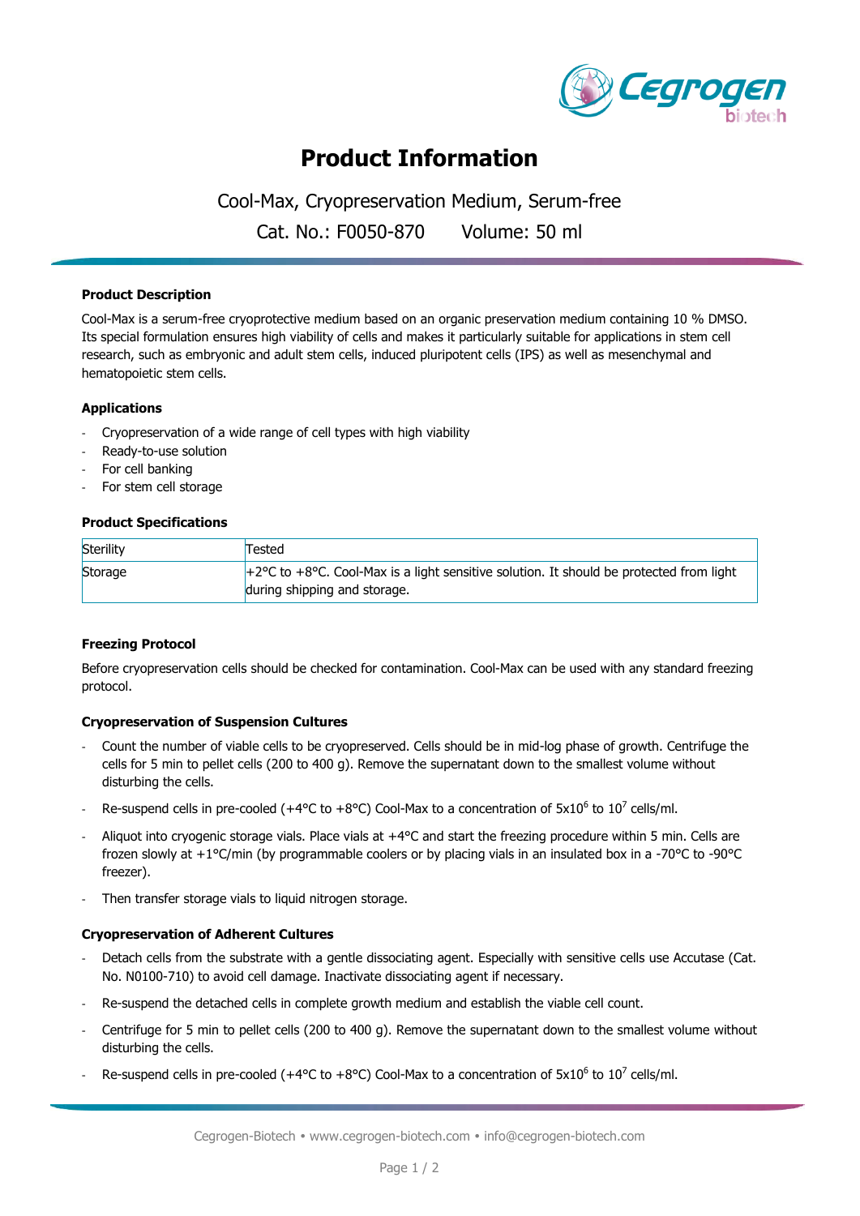# Product Information

Cool-Max, Cryopreservation Medium, Serum-free

Cat. No.: F0050-870    Volume: 50 ml

### Product Description

Cool-Max is a serum-free cryoprotective medium based on an organic preservation medium containing 10 % DMSO. Its special formulation ensures high viability of cells and makes it particularly suitable for applications in stem cell research, such as embryonic and adult stem cells, induced pluripotent cells (IPS) as well as mesenchymal and hematopoietic stem cells.

### Applications

- Cryopreservation of a wide range of cell types with high viability
- Ready-to-use solution
- For cell banking
- For stem cell storage

### Product Specifications

| Sterility | Tested |
|---|---|
| Storage | +2°C to +8°C. Cool-Max is a light sensitive solution. It should be protected from light during shipping and storage. |

### Freezing Protocol

Before cryopreservation cells should be checked for contamination. Cool-Max can be used with any standard freezing protocol.

#### Cryopreservation of Suspension Cultures

- Count the number of viable cells to be cryopreserved. Cells should be in mid-log phase of growth. Centrifuge the cells for 5 min to pellet cells (200 to 400 g). Remove the supernatant down to the smallest volume without disturbing the cells.
- Re-suspend cells in pre-cooled (+4°C to +8°C) Cool-Max to a concentration of $5 \times 10^6$ to $10^7$ cells/ml.
- Aliquot into cryogenic storage vials. Place vials at +4°C and start the freezing procedure within 5 min. Cells are frozen slowly at +1°C/min (by programmable coolers or by placing vials in an insulated box in a -70°C to -90°C freezer).
- Then transfer storage vials to liquid nitrogen storage.

#### Cryopreservation of Adherent Cultures

- Detach cells from the substrate with a gentle dissociating agent. Especially with sensitive cells use Accutase (Cat. No. N0100-710) to avoid cell damage. Inactivate dissociating agent if necessary.
- Re-suspend the detached cells in complete growth medium and establish the viable cell count.
- Centrifuge for 5 min to pellet cells (200 to 400 g). Remove the supernatant down to the smallest volume without disturbing the cells.
- Re-suspend cells in pre-cooled (+4°C to +8°C) Cool-Max to a concentration of $5 \times 10^6$ to $10^7$ cells/ml.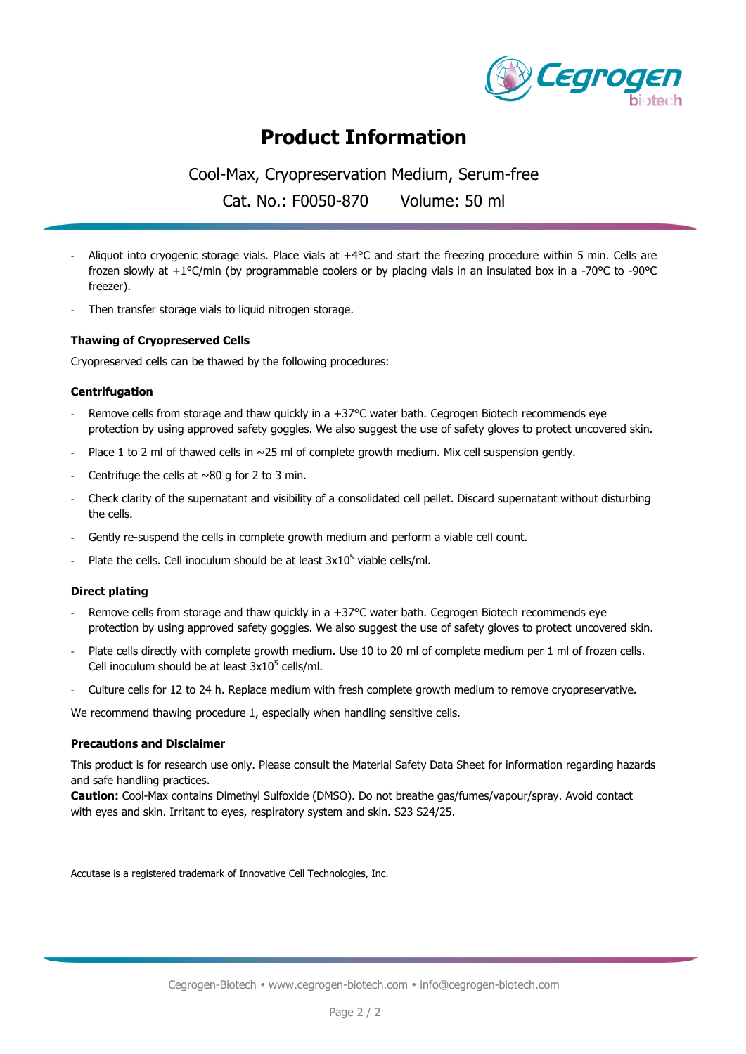# Product Information

Cool-Max, Cryopreservation Medium, Serum-free

Cat. No.: F0050-870     Volume: 50 ml

- Aliquot into cryogenic storage vials. Place vials at +4°C and start the freezing procedure within 5 min. Cells are frozen slowly at +1°C/min (by programmable coolers or by placing vials in an insulated box in a -70°C to -90°C freezer).
- Then transfer storage vials to liquid nitrogen storage.

**Thawing of Cryopreserved Cells**

Cryopreserved cells can be thawed by the following procedures:

**Centrifugation**

- Remove cells from storage and thaw quickly in a +37°C water bath. Cegrogen Biotech recommends eye protection by using approved safety goggles. We also suggest the use of safety gloves to protect uncovered skin.
- Place 1 to 2 ml of thawed cells in ~25 ml of complete growth medium. Mix cell suspension gently.
- Centrifuge the cells at ~80 g for 2 to 3 min.
- Check clarity of the supernatant and visibility of a consolidated cell pellet. Discard supernatant without disturbing the cells.
- Gently re-suspend the cells in complete growth medium and perform a viable cell count.
- Plate the cells. Cell inoculum should be at least $3x10^5$ viable cells/ml.

**Direct plating**

- Remove cells from storage and thaw quickly in a +37°C water bath. Cegrogen Biotech recommends eye protection by using approved safety goggles. We also suggest the use of safety gloves to protect uncovered skin.
- Plate cells directly with complete growth medium. Use 10 to 20 ml of complete medium per 1 ml of frozen cells. Cell inoculum should be at least $3x10^5$ cells/ml.
- Culture cells for 12 to 24 h. Replace medium with fresh complete growth medium to remove cryopreservative.

We recommend thawing procedure 1, especially when handling sensitive cells.

**Precautions and Disclaimer**

This product is for research use only. Please consult the Material Safety Data Sheet for information regarding hazards and safe handling practices.
**Caution:** Cool-Max contains Dimethyl Sulfoxide (DMSO). Do not breathe gas/fumes/vapour/spray. Avoid contact with eyes and skin. Irritant to eyes, respiratory system and skin. S23 S24/25.

Accutase is a registered trademark of Innovative Cell Technologies, Inc.

Cegrogen-Biotech • www.cegrogen-biotech.com • info@cegrogen-biotech.com